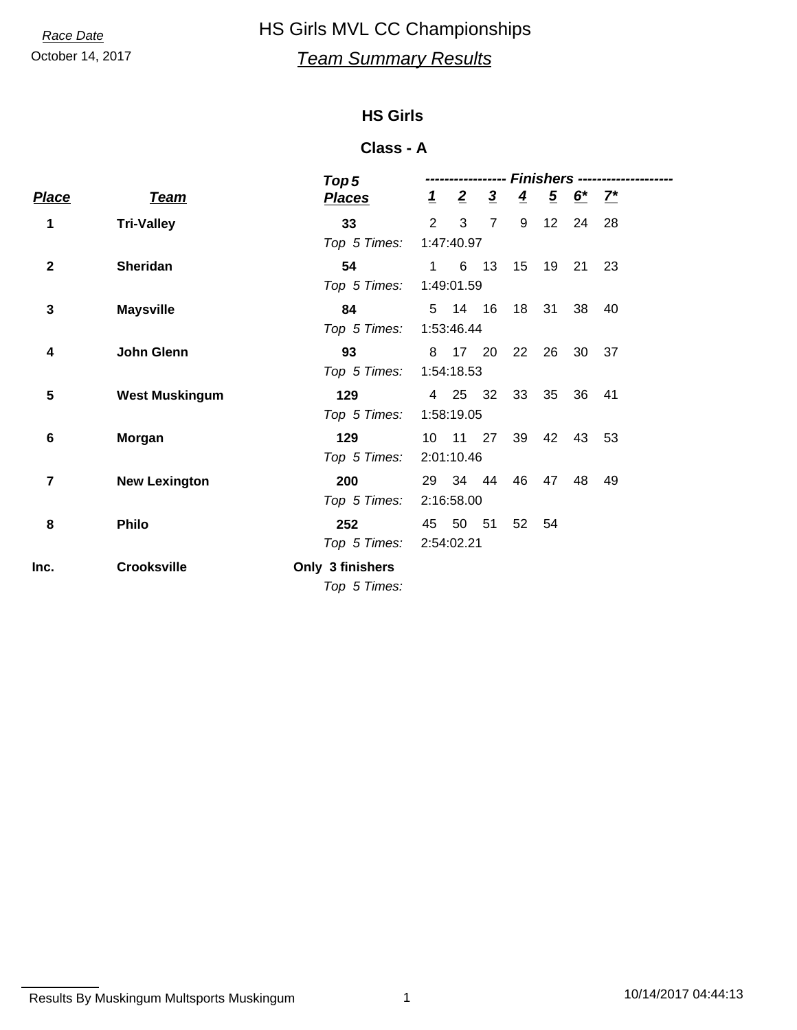*Race Date*
October 14, 2017

# HS Girls MVL CC Championships

## *Team Summary Results*

### HS Girls

### Class - A

| *Place* | *Team* | *Top 5 Places* | *1* | *2* | *3* | *4* | *5* | *6** | *7** |
|---|---|---|---|---|---|---|---|---|---|
| **1** | **Tri-Valley** | **33** | 2 | 3 | 7 | 9 | 12 | 24 | 28 |
| | | *Top 5 Times:* | 1:47:40.97 | | | | | | |
| **2** | **Sheridan** | **54** | 1 | 6 | 13 | 15 | 19 | 21 | 23 |
| | | *Top 5 Times:* | 1:49:01.59 | | | | | | |
| **3** | **Maysville** | **84** | 5 | 14 | 16 | 18 | 31 | 38 | 40 |
| | | *Top 5 Times:* | 1:53:46.44 | | | | | | |
| **4** | **John Glenn** | **93** | 8 | 17 | 20 | 22 | 26 | 30 | 37 |
| | | *Top 5 Times:* | 1:54:18.53 | | | | | | |
| **5** | **West Muskingum** | **129** | 4 | 25 | 32 | 33 | 35 | 36 | 41 |
| | | *Top 5 Times:* | 1:58:19.05 | | | | | | |
| **6** | **Morgan** | **129** | 10 | 11 | 27 | 39 | 42 | 43 | 53 |
| | | *Top 5 Times:* | 2:01:10.46 | | | | | | |
| **7** | **New Lexington** | **200** | 29 | 34 | 44 | 46 | 47 | 48 | 49 |
| | | *Top 5 Times:* | 2:16:58.00 | | | | | | |
| **8** | **Philo** | **252** | 45 | 50 | 51 | 52 | 54 | | |
| | | *Top 5 Times:* | 2:54:02.21 | | | | | | |
| **Inc.** | **Crooksville** | **Only 3 finishers** | | | | | | | |
| | | *Top 5 Times:* | | | | | | | |

Results By Muskingum Multsports Muskingum　　10/14/2017 04:44:13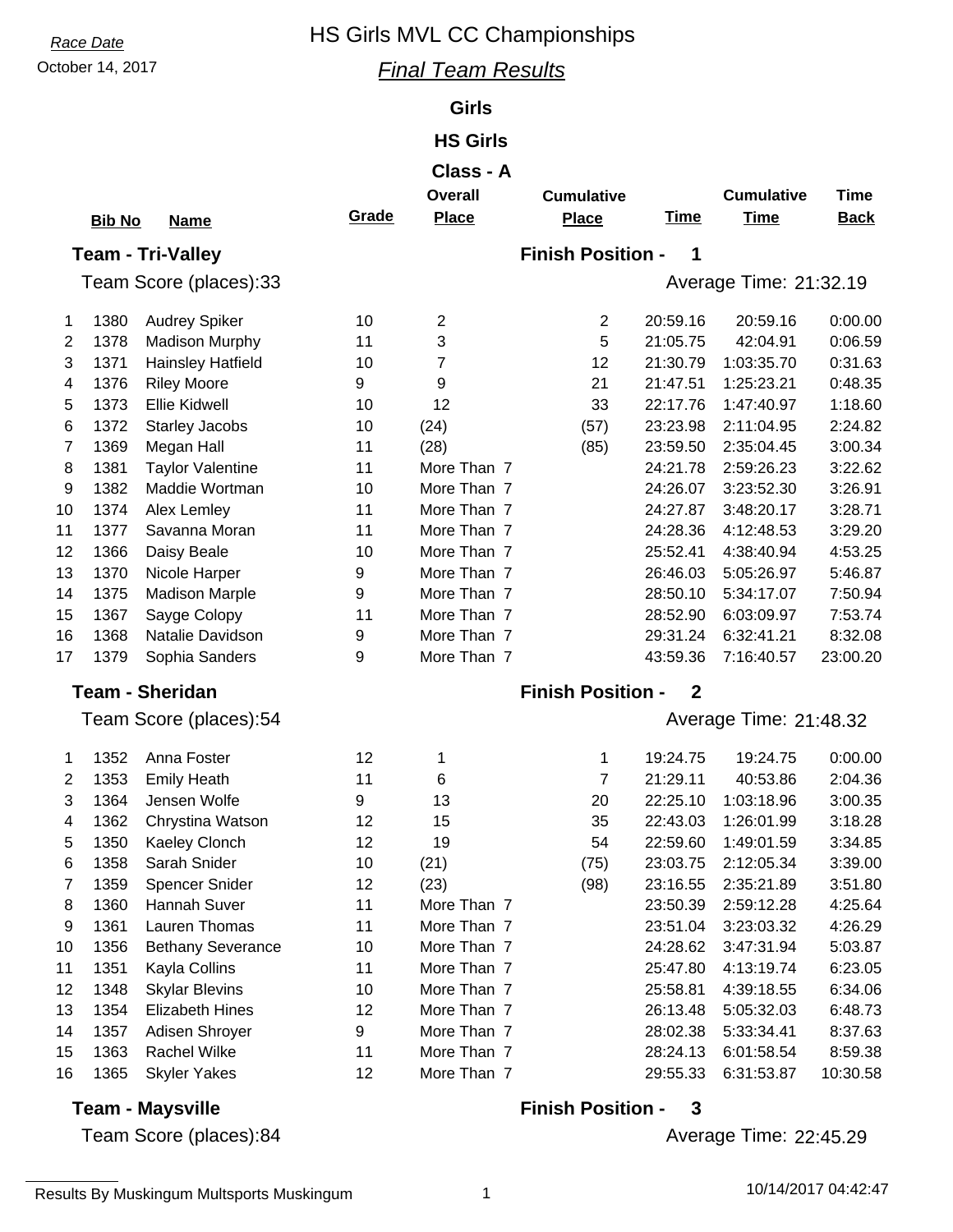Race Date
October 14, 2017

# HS Girls MVL CC Championships

## *Final Team Results*

### Girls

### HS Girls

### Class - A

**Team - Tri-Valley** — **Finish Position - 1**

Team Score (places):33 — Average Time: 21:32.19

| | Bib No | Name | Grade | Overall Place | Cumulative Place | Time | Cumulative Time | Time Back |
|---|---|---|---|---|---|---|---|---|
| 1 | 1380 | Audrey Spiker | 10 | 2 | 2 | 20:59.16 | 20:59.16 | 0:00.00 |
| 2 | 1378 | Madison Murphy | 11 | 3 | 5 | 21:05.75 | 42:04.91 | 0:06.59 |
| 3 | 1371 | Hainsley Hatfield | 10 | 7 | 12 | 21:30.79 | 1:03:35.70 | 0:31.63 |
| 4 | 1376 | Riley Moore | 9 | 9 | 21 | 21:47.51 | 1:25:23.21 | 0:48.35 |
| 5 | 1373 | Ellie Kidwell | 10 | 12 | 33 | 22:17.76 | 1:47:40.97 | 1:18.60 |
| 6 | 1372 | Starley Jacobs | 10 | (24) | (57) | 23:23.98 | 2:11:04.95 | 2:24.82 |
| 7 | 1369 | Megan Hall | 11 | (28) | (85) | 23:59.50 | 2:35:04.45 | 3:00.34 |
| 8 | 1381 | Taylor Valentine | 11 | More Than 7 | | 24:21.78 | 2:59:26.23 | 3:22.62 |
| 9 | 1382 | Maddie Wortman | 10 | More Than 7 | | 24:26.07 | 3:23:52.30 | 3:26.91 |
| 10 | 1374 | Alex Lemley | 11 | More Than 7 | | 24:27.87 | 3:48:20.17 | 3:28.71 |
| 11 | 1377 | Savanna Moran | 11 | More Than 7 | | 24:28.36 | 4:12:48.53 | 3:29.20 |
| 12 | 1366 | Daisy Beale | 10 | More Than 7 | | 25:52.41 | 4:38:40.94 | 4:53.25 |
| 13 | 1370 | Nicole Harper | 9 | More Than 7 | | 26:46.03 | 5:05:26.97 | 5:46.87 |
| 14 | 1375 | Madison Marple | 9 | More Than 7 | | 28:50.10 | 5:34:17.07 | 7:50.94 |
| 15 | 1367 | Sayge Colopy | 11 | More Than 7 | | 28:52.90 | 6:03:09.97 | 7:53.74 |
| 16 | 1368 | Natalie Davidson | 9 | More Than 7 | | 29:31.24 | 6:32:41.21 | 8:32.08 |
| 17 | 1379 | Sophia Sanders | 9 | More Than 7 | | 43:59.36 | 7:16:40.57 | 23:00.20 |

**Team - Sheridan** — **Finish Position - 2**

Team Score (places):54 — Average Time: 21:48.32

| | Bib No | Name | Grade | Overall Place | Cumulative Place | Time | Cumulative Time | Time Back |
|---|---|---|---|---|---|---|---|---|
| 1 | 1352 | Anna Foster | 12 | 1 | 1 | 19:24.75 | 19:24.75 | 0:00.00 |
| 2 | 1353 | Emily Heath | 11 | 6 | 7 | 21:29.11 | 40:53.86 | 2:04.36 |
| 3 | 1364 | Jensen Wolfe | 9 | 13 | 20 | 22:25.10 | 1:03:18.96 | 3:00.35 |
| 4 | 1362 | Chrystina Watson | 12 | 15 | 35 | 22:43.03 | 1:26:01.99 | 3:18.28 |
| 5 | 1350 | Kaeley Clonch | 12 | 19 | 54 | 22:59.60 | 1:49:01.59 | 3:34.85 |
| 6 | 1358 | Sarah Snider | 10 | (21) | (75) | 23:03.75 | 2:12:05.34 | 3:39.00 |
| 7 | 1359 | Spencer Snider | 12 | (23) | (98) | 23:16.55 | 2:35:21.89 | 3:51.80 |
| 8 | 1360 | Hannah Suver | 11 | More Than 7 | | 23:50.39 | 2:59:12.28 | 4:25.64 |
| 9 | 1361 | Lauren Thomas | 11 | More Than 7 | | 23:51.04 | 3:23:03.32 | 4:26.29 |
| 10 | 1356 | Bethany Severance | 10 | More Than 7 | | 24:28.62 | 3:47:31.94 | 5:03.87 |
| 11 | 1351 | Kayla Collins | 11 | More Than 7 | | 25:47.80 | 4:13:19.74 | 6:23.05 |
| 12 | 1348 | Skylar Blevins | 10 | More Than 7 | | 25:58.81 | 4:39:18.55 | 6:34.06 |
| 13 | 1354 | Elizabeth Hines | 12 | More Than 7 | | 26:13.48 | 5:05:32.03 | 6:48.73 |
| 14 | 1357 | Adisen Shroyer | 9 | More Than 7 | | 28:02.38 | 5:33:34.41 | 8:37.63 |
| 15 | 1363 | Rachel Wilke | 11 | More Than 7 | | 28:24.13 | 6:01:58.54 | 8:59.38 |
| 16 | 1365 | Skyler Yakes | 12 | More Than 7 | | 29:55.33 | 6:31:53.87 | 10:30.58 |

**Team - Maysville** — **Finish Position - 3**

Team Score (places):84 — Average Time: 22:45.29

Results By Muskingum Multsports Muskingum — 10/14/2017 04:42:47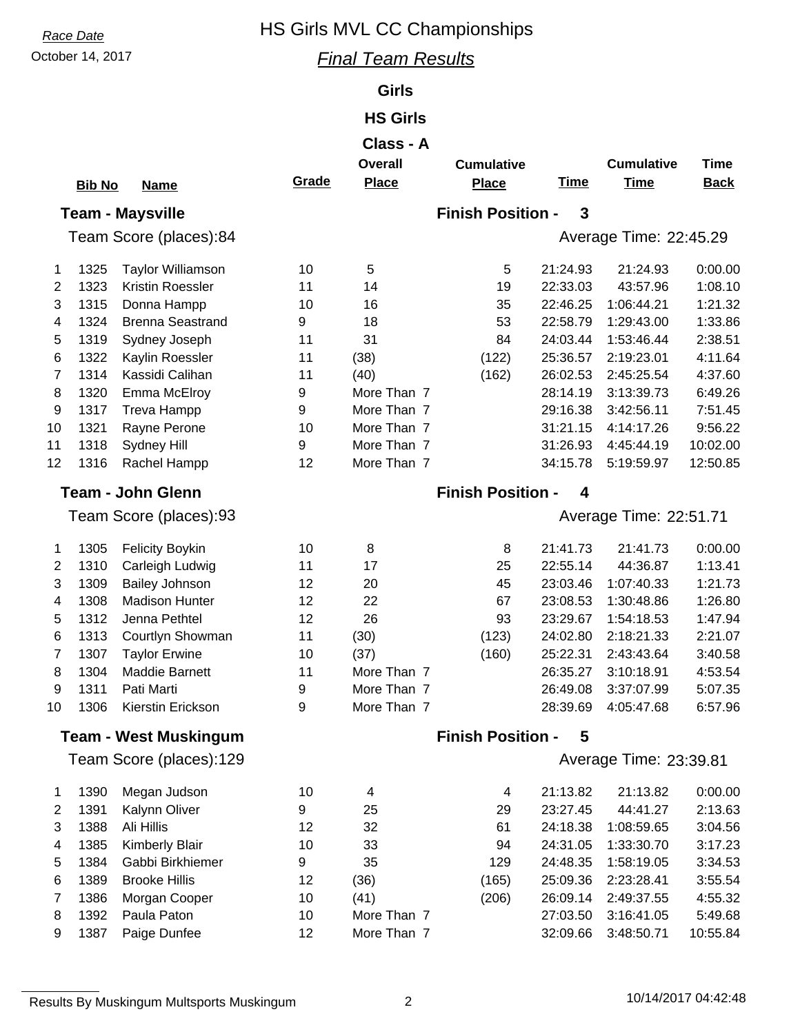Race Date

October 14, 2017

# HS Girls MVL CC Championships

## *Final Team Results*

### Girls

### HS Girls

### Class - A

### Team - Maysville

**Finish Position - 3**

Team Score (places):84

Average Time: 22:45.29

| | Bib No | Name | Grade | Overall Place | Cumulative Place | Time | Cumulative Time | Time Back |
|---|---|---|---|---|---|---|---|---|
| 1 | 1325 | Taylor Williamson | 10 | 5 | 5 | 21:24.93 | 21:24.93 | 0:00.00 |
| 2 | 1323 | Kristin Roessler | 11 | 14 | 19 | 22:33.03 | 43:57.96 | 1:08.10 |
| 3 | 1315 | Donna Hampp | 10 | 16 | 35 | 22:46.25 | 1:06:44.21 | 1:21.32 |
| 4 | 1324 | Brenna Seastrand | 9 | 18 | 53 | 22:58.79 | 1:29:43.00 | 1:33.86 |
| 5 | 1319 | Sydney Joseph | 11 | 31 | 84 | 24:03.44 | 1:53:46.44 | 2:38.51 |
| 6 | 1322 | Kaylin Roessler | 11 | (38) | (122) | 25:36.57 | 2:19:23.01 | 4:11.64 |
| 7 | 1314 | Kassidi Calihan | 11 | (40) | (162) | 26:02.53 | 2:45:25.54 | 4:37.60 |
| 8 | 1320 | Emma McElroy | 9 | More Than 7 | | 28:14.19 | 3:13:39.73 | 6:49.26 |
| 9 | 1317 | Treva Hampp | 9 | More Than 7 | | 29:16.38 | 3:42:56.11 | 7:51.45 |
| 10 | 1321 | Rayne Perone | 10 | More Than 7 | | 31:21.15 | 4:14:17.26 | 9:56.22 |
| 11 | 1318 | Sydney Hill | 9 | More Than 7 | | 31:26.93 | 4:45:44.19 | 10:02.00 |
| 12 | 1316 | Rachel Hampp | 12 | More Than 7 | | 34:15.78 | 5:19:59.97 | 12:50.85 |

### Team - John Glenn

**Finish Position - 4**

Team Score (places):93

Average Time: 22:51.71

| | Bib No | Name | Grade | Overall Place | Cumulative Place | Time | Cumulative Time | Time Back |
|---|---|---|---|---|---|---|---|---|
| 1 | 1305 | Felicity Boykin | 10 | 8 | 8 | 21:41.73 | 21:41.73 | 0:00.00 |
| 2 | 1310 | Carleigh Ludwig | 11 | 17 | 25 | 22:55.14 | 44:36.87 | 1:13.41 |
| 3 | 1309 | Bailey Johnson | 12 | 20 | 45 | 23:03.46 | 1:07:40.33 | 1:21.73 |
| 4 | 1308 | Madison Hunter | 12 | 22 | 67 | 23:08.53 | 1:30:48.86 | 1:26.80 |
| 5 | 1312 | Jenna Pethtel | 12 | 26 | 93 | 23:29.67 | 1:54:18.53 | 1:47.94 |
| 6 | 1313 | Courtlyn Showman | 11 | (30) | (123) | 24:02.80 | 2:18:21.33 | 2:21.07 |
| 7 | 1307 | Taylor Erwine | 10 | (37) | (160) | 25:22.31 | 2:43:43.64 | 3:40.58 |
| 8 | 1304 | Maddie Barnett | 11 | More Than 7 | | 26:35.27 | 3:10:18.91 | 4:53.54 |
| 9 | 1311 | Pati Marti | 9 | More Than 7 | | 26:49.08 | 3:37:07.99 | 5:07.35 |
| 10 | 1306 | Kierstin Erickson | 9 | More Than 7 | | 28:39.69 | 4:05:47.68 | 6:57.96 |

### Team - West Muskingum

**Finish Position - 5**

Team Score (places):129

Average Time: 23:39.81

| | Bib No | Name | Grade | Overall Place | Cumulative Place | Time | Cumulative Time | Time Back |
|---|---|---|---|---|---|---|---|---|
| 1 | 1390 | Megan Judson | 10 | 4 | 4 | 21:13.82 | 21:13.82 | 0:00.00 |
| 2 | 1391 | Kalynn Oliver | 9 | 25 | 29 | 23:27.45 | 44:41.27 | 2:13.63 |
| 3 | 1388 | Ali Hillis | 12 | 32 | 61 | 24:18.38 | 1:08:59.65 | 3:04.56 |
| 4 | 1385 | Kimberly Blair | 10 | 33 | 94 | 24:31.05 | 1:33:30.70 | 3:17.23 |
| 5 | 1384 | Gabbi Birkhiemer | 9 | 35 | 129 | 24:48.35 | 1:58:19.05 | 3:34.53 |
| 6 | 1389 | Brooke Hillis | 12 | (36) | (165) | 25:09.36 | 2:23:28.41 | 3:55.54 |
| 7 | 1386 | Morgan Cooper | 10 | (41) | (206) | 26:09.14 | 2:49:37.55 | 4:55.32 |
| 8 | 1392 | Paula Paton | 10 | More Than 7 | | 27:03.50 | 3:16:41.05 | 5:49.68 |
| 9 | 1387 | Paige Dunfee | 12 | More Than 7 | | 32:09.66 | 3:48:50.71 | 10:55.84 |

Results By Muskingum Multsports Muskingum

10/14/2017 04:42:48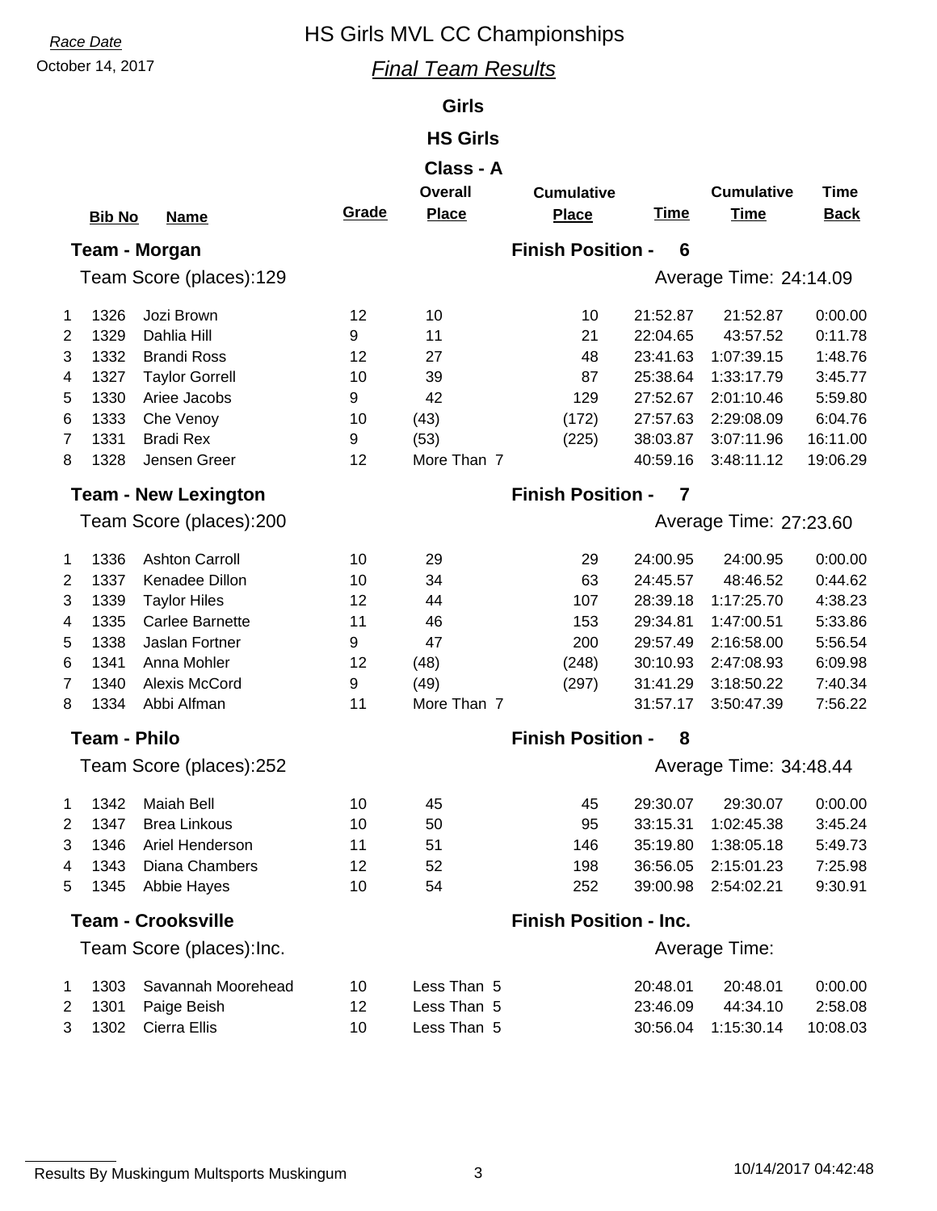Race Date

October 14, 2017

# HS Girls MVL CC Championships

## Final Team Results

### Girls

### HS Girls

### Class - A

| | Bib No | Name | Grade | Overall Place | Cumulative Place | Time | Cumulative Time | Time Back |
|---|---|---|---|---|---|---|---|---|
| **Team - Morgan** | | | | | **Finish Position - 6** | | | |
| Team Score (places):129 | | | | | | Average Time: 24:14.09 | | |
| 1 | 1326 | Jozi Brown | 12 | 10 | 10 | 21:52.87 | 21:52.87 | 0:00.00 |
| 2 | 1329 | Dahlia Hill | 9 | 11 | 21 | 22:04.65 | 43:57.52 | 0:11.78 |
| 3 | 1332 | Brandi Ross | 12 | 27 | 48 | 23:41.63 | 1:07:39.15 | 1:48.76 |
| 4 | 1327 | Taylor Gorrell | 10 | 39 | 87 | 25:38.64 | 1:33:17.79 | 3:45.77 |
| 5 | 1330 | Ariee Jacobs | 9 | 42 | 129 | 27:52.67 | 2:01:10.46 | 5:59.80 |
| 6 | 1333 | Che Venoy | 10 | (43) | (172) | 27:57.63 | 2:29:08.09 | 6:04.76 |
| 7 | 1331 | Bradi Rex | 9 | (53) | (225) | 38:03.87 | 3:07:11.96 | 16:11.00 |
| 8 | 1328 | Jensen Greer | 12 | More Than 7 | | 40:59.16 | 3:48:11.12 | 19:06.29 |
| **Team - New Lexington** | | | | | **Finish Position - 7** | | | |
| Team Score (places):200 | | | | | | Average Time: 27:23.60 | | |
| 1 | 1336 | Ashton Carroll | 10 | 29 | 29 | 24:00.95 | 24:00.95 | 0:00.00 |
| 2 | 1337 | Kenadee Dillon | 10 | 34 | 63 | 24:45.57 | 48:46.52 | 0:44.62 |
| 3 | 1339 | Taylor Hiles | 12 | 44 | 107 | 28:39.18 | 1:17:25.70 | 4:38.23 |
| 4 | 1335 | Carlee Barnette | 11 | 46 | 153 | 29:34.81 | 1:47:00.51 | 5:33.86 |
| 5 | 1338 | Jaslan Fortner | 9 | 47 | 200 | 29:57.49 | 2:16:58.00 | 5:56.54 |
| 6 | 1341 | Anna Mohler | 12 | (48) | (248) | 30:10.93 | 2:47:08.93 | 6:09.98 |
| 7 | 1340 | Alexis McCord | 9 | (49) | (297) | 31:41.29 | 3:18:50.22 | 7:40.34 |
| 8 | 1334 | Abbi Alfman | 11 | More Than 7 | | 31:57.17 | 3:50:47.39 | 7:56.22 |
| **Team - Philo** | | | | | **Finish Position - 8** | | | |
| Team Score (places):252 | | | | | | Average Time: 34:48.44 | | |
| 1 | 1342 | Maiah Bell | 10 | 45 | 45 | 29:30.07 | 29:30.07 | 0:00.00 |
| 2 | 1347 | Brea Linkous | 10 | 50 | 95 | 33:15.31 | 1:02:45.38 | 3:45.24 |
| 3 | 1346 | Ariel Henderson | 11 | 51 | 146 | 35:19.80 | 1:38:05.18 | 5:49.73 |
| 4 | 1343 | Diana Chambers | 12 | 52 | 198 | 36:56.05 | 2:15:01.23 | 7:25.98 |
| 5 | 1345 | Abbie Hayes | 10 | 54 | 252 | 39:00.98 | 2:54:02.21 | 9:30.91 |
| **Team - Crooksville** | | | | | **Finish Position - Inc.** | | | |
| Team Score (places):Inc. | | | | | | Average Time: | | |
| 1 | 1303 | Savannah Moorehead | 10 | Less Than 5 | | 20:48.01 | 20:48.01 | 0:00.00 |
| 2 | 1301 | Paige Beish | 12 | Less Than 5 | | 23:46.09 | 44:34.10 | 2:58.08 |
| 3 | 1302 | Cierra Ellis | 10 | Less Than 5 | | 30:56.04 | 1:15:30.14 | 10:08.03 |

Results By Muskingum Multsports Muskingum

10/14/2017 04:42:48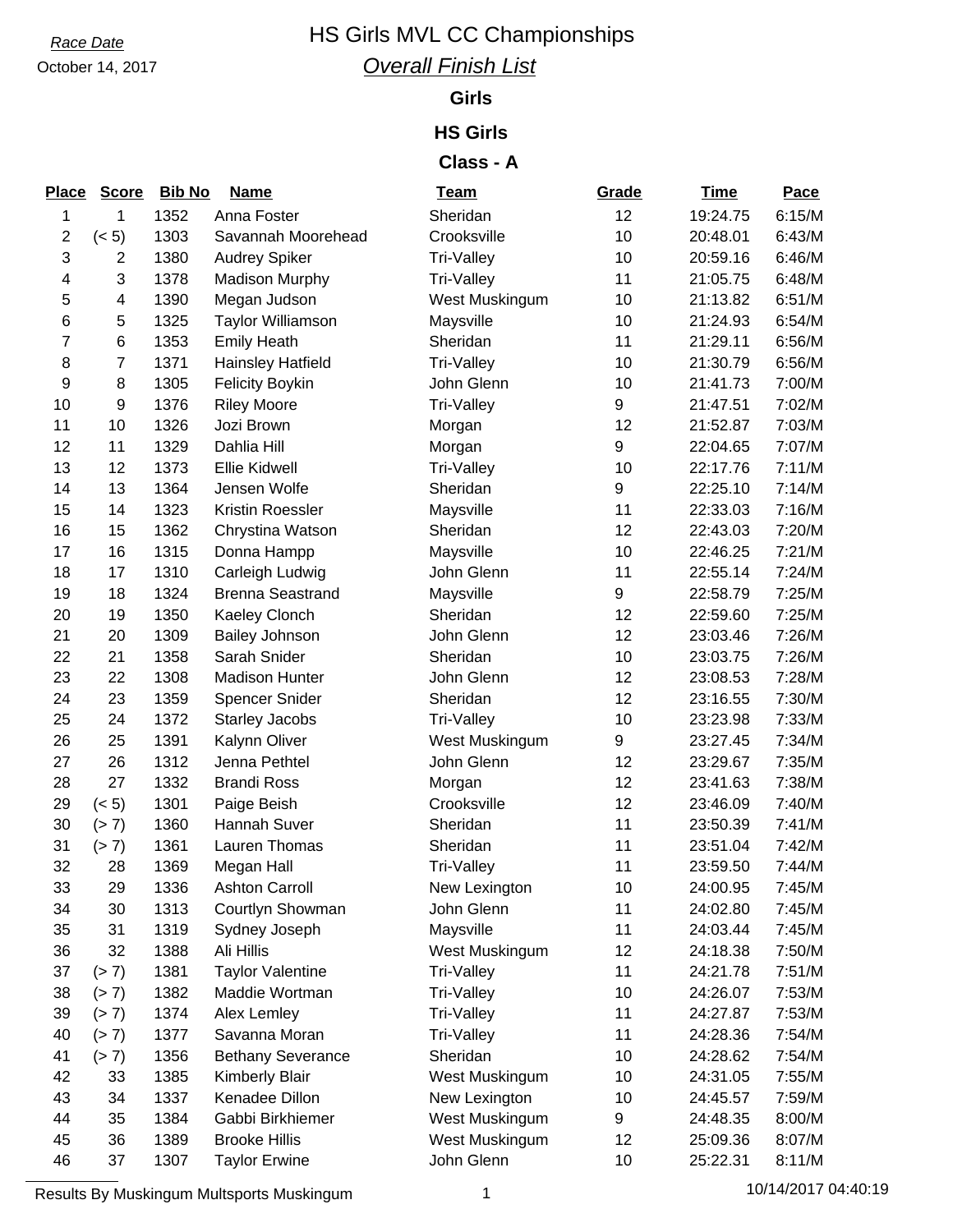*Race Date*

October 14, 2017

# HS Girls MVL CC Championships

## *Overall Finish List*

### Girls

### HS Girls

### Class - A

| Place | Score | Bib No | Name | Team | Grade | Time | Pace |
|---|---|---|---|---|---|---|---|
| 1 | 1 | 1352 | Anna Foster | Sheridan | 12 | 19:24.75 | 6:15/M |
| 2 | (< 5) | 1303 | Savannah Moorehead | Crooksville | 10 | 20:48.01 | 6:43/M |
| 3 | 2 | 1380 | Audrey Spiker | Tri-Valley | 10 | 20:59.16 | 6:46/M |
| 4 | 3 | 1378 | Madison Murphy | Tri-Valley | 11 | 21:05.75 | 6:48/M |
| 5 | 4 | 1390 | Megan Judson | West Muskingum | 10 | 21:13.82 | 6:51/M |
| 6 | 5 | 1325 | Taylor Williamson | Maysville | 10 | 21:24.93 | 6:54/M |
| 7 | 6 | 1353 | Emily Heath | Sheridan | 11 | 21:29.11 | 6:56/M |
| 8 | 7 | 1371 | Hainsley Hatfield | Tri-Valley | 10 | 21:30.79 | 6:56/M |
| 9 | 8 | 1305 | Felicity Boykin | John Glenn | 10 | 21:41.73 | 7:00/M |
| 10 | 9 | 1376 | Riley Moore | Tri-Valley | 9 | 21:47.51 | 7:02/M |
| 11 | 10 | 1326 | Jozi Brown | Morgan | 12 | 21:52.87 | 7:03/M |
| 12 | 11 | 1329 | Dahlia Hill | Morgan | 9 | 22:04.65 | 7:07/M |
| 13 | 12 | 1373 | Ellie Kidwell | Tri-Valley | 10 | 22:17.76 | 7:11/M |
| 14 | 13 | 1364 | Jensen Wolfe | Sheridan | 9 | 22:25.10 | 7:14/M |
| 15 | 14 | 1323 | Kristin Roessler | Maysville | 11 | 22:33.03 | 7:16/M |
| 16 | 15 | 1362 | Chrystina Watson | Sheridan | 12 | 22:43.03 | 7:20/M |
| 17 | 16 | 1315 | Donna Hampp | Maysville | 10 | 22:46.25 | 7:21/M |
| 18 | 17 | 1310 | Carleigh Ludwig | John Glenn | 11 | 22:55.14 | 7:24/M |
| 19 | 18 | 1324 | Brenna Seastrand | Maysville | 9 | 22:58.79 | 7:25/M |
| 20 | 19 | 1350 | Kaeley Clonch | Sheridan | 12 | 22:59.60 | 7:25/M |
| 21 | 20 | 1309 | Bailey Johnson | John Glenn | 12 | 23:03.46 | 7:26/M |
| 22 | 21 | 1358 | Sarah Snider | Sheridan | 10 | 23:03.75 | 7:26/M |
| 23 | 22 | 1308 | Madison Hunter | John Glenn | 12 | 23:08.53 | 7:28/M |
| 24 | 23 | 1359 | Spencer Snider | Sheridan | 12 | 23:16.55 | 7:30/M |
| 25 | 24 | 1372 | Starley Jacobs | Tri-Valley | 10 | 23:23.98 | 7:33/M |
| 26 | 25 | 1391 | Kalynn Oliver | West Muskingum | 9 | 23:27.45 | 7:34/M |
| 27 | 26 | 1312 | Jenna Pethtel | John Glenn | 12 | 23:29.67 | 7:35/M |
| 28 | 27 | 1332 | Brandi Ross | Morgan | 12 | 23:41.63 | 7:38/M |
| 29 | (< 5) | 1301 | Paige Beish | Crooksville | 12 | 23:46.09 | 7:40/M |
| 30 | (> 7) | 1360 | Hannah Suver | Sheridan | 11 | 23:50.39 | 7:41/M |
| 31 | (> 7) | 1361 | Lauren Thomas | Sheridan | 11 | 23:51.04 | 7:42/M |
| 32 | 28 | 1369 | Megan Hall | Tri-Valley | 11 | 23:59.50 | 7:44/M |
| 33 | 29 | 1336 | Ashton Carroll | New Lexington | 10 | 24:00.95 | 7:45/M |
| 34 | 30 | 1313 | Courtlyn Showman | John Glenn | 11 | 24:02.80 | 7:45/M |
| 35 | 31 | 1319 | Sydney Joseph | Maysville | 11 | 24:03.44 | 7:45/M |
| 36 | 32 | 1388 | Ali Hillis | West Muskingum | 12 | 24:18.38 | 7:50/M |
| 37 | (> 7) | 1381 | Taylor Valentine | Tri-Valley | 11 | 24:21.78 | 7:51/M |
| 38 | (> 7) | 1382 | Maddie Wortman | Tri-Valley | 10 | 24:26.07 | 7:53/M |
| 39 | (> 7) | 1374 | Alex Lemley | Tri-Valley | 11 | 24:27.87 | 7:53/M |
| 40 | (> 7) | 1377 | Savanna Moran | Tri-Valley | 11 | 24:28.36 | 7:54/M |
| 41 | (> 7) | 1356 | Bethany Severance | Sheridan | 10 | 24:28.62 | 7:54/M |
| 42 | 33 | 1385 | Kimberly Blair | West Muskingum | 10 | 24:31.05 | 7:55/M |
| 43 | 34 | 1337 | Kenadee Dillon | New Lexington | 10 | 24:45.57 | 7:59/M |
| 44 | 35 | 1384 | Gabbi Birkhiemer | West Muskingum | 9 | 24:48.35 | 8:00/M |
| 45 | 36 | 1389 | Brooke Hillis | West Muskingum | 12 | 25:09.36 | 8:07/M |
| 46 | 37 | 1307 | Taylor Erwine | John Glenn | 10 | 25:22.31 | 8:11/M |

Results By Muskingum Multsports Muskingum

10/14/2017 04:40:19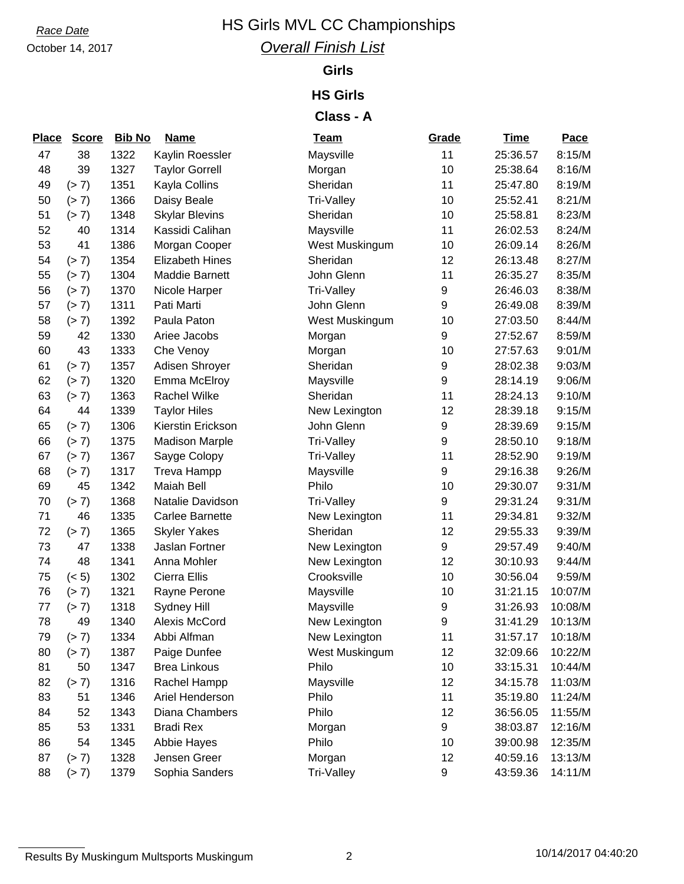Race Date

October 14, 2017

# HS Girls MVL CC Championships

## *Overall Finish List*

### Girls

### HS Girls

### Class - A

| Place | Score | Bib No | Name | Team | Grade | Time | Pace |
|---|---|---|---|---|---|---|---|
| 47 | 38 | 1322 | Kaylin Roessler | Maysville | 11 | 25:36.57 | 8:15/M |
| 48 | 39 | 1327 | Taylor Gorrell | Morgan | 10 | 25:38.64 | 8:16/M |
| 49 | (> 7) | 1351 | Kayla Collins | Sheridan | 11 | 25:47.80 | 8:19/M |
| 50 | (> 7) | 1366 | Daisy Beale | Tri-Valley | 10 | 25:52.41 | 8:21/M |
| 51 | (> 7) | 1348 | Skylar Blevins | Sheridan | 10 | 25:58.81 | 8:23/M |
| 52 | 40 | 1314 | Kassidi Calihan | Maysville | 11 | 26:02.53 | 8:24/M |
| 53 | 41 | 1386 | Morgan Cooper | West Muskingum | 10 | 26:09.14 | 8:26/M |
| 54 | (> 7) | 1354 | Elizabeth Hines | Sheridan | 12 | 26:13.48 | 8:27/M |
| 55 | (> 7) | 1304 | Maddie Barnett | John Glenn | 11 | 26:35.27 | 8:35/M |
| 56 | (> 7) | 1370 | Nicole Harper | Tri-Valley | 9 | 26:46.03 | 8:38/M |
| 57 | (> 7) | 1311 | Pati Marti | John Glenn | 9 | 26:49.08 | 8:39/M |
| 58 | (> 7) | 1392 | Paula Paton | West Muskingum | 10 | 27:03.50 | 8:44/M |
| 59 | 42 | 1330 | Ariee Jacobs | Morgan | 9 | 27:52.67 | 8:59/M |
| 60 | 43 | 1333 | Che Venoy | Morgan | 10 | 27:57.63 | 9:01/M |
| 61 | (> 7) | 1357 | Adisen Shroyer | Sheridan | 9 | 28:02.38 | 9:03/M |
| 62 | (> 7) | 1320 | Emma McElroy | Maysville | 9 | 28:14.19 | 9:06/M |
| 63 | (> 7) | 1363 | Rachel Wilke | Sheridan | 11 | 28:24.13 | 9:10/M |
| 64 | 44 | 1339 | Taylor Hiles | New Lexington | 12 | 28:39.18 | 9:15/M |
| 65 | (> 7) | 1306 | Kierstin Erickson | John Glenn | 9 | 28:39.69 | 9:15/M |
| 66 | (> 7) | 1375 | Madison Marple | Tri-Valley | 9 | 28:50.10 | 9:18/M |
| 67 | (> 7) | 1367 | Sayge Colopy | Tri-Valley | 11 | 28:52.90 | 9:19/M |
| 68 | (> 7) | 1317 | Treva Hampp | Maysville | 9 | 29:16.38 | 9:26/M |
| 69 | 45 | 1342 | Maiah Bell | Philo | 10 | 29:30.07 | 9:31/M |
| 70 | (> 7) | 1368 | Natalie Davidson | Tri-Valley | 9 | 29:31.24 | 9:31/M |
| 71 | 46 | 1335 | Carlee Barnette | New Lexington | 11 | 29:34.81 | 9:32/M |
| 72 | (> 7) | 1365 | Skyler Yakes | Sheridan | 12 | 29:55.33 | 9:39/M |
| 73 | 47 | 1338 | Jaslan Fortner | New Lexington | 9 | 29:57.49 | 9:40/M |
| 74 | 48 | 1341 | Anna Mohler | New Lexington | 12 | 30:10.93 | 9:44/M |
| 75 | (< 5) | 1302 | Cierra Ellis | Crooksville | 10 | 30:56.04 | 9:59/M |
| 76 | (> 7) | 1321 | Rayne Perone | Maysville | 10 | 31:21.15 | 10:07/M |
| 77 | (> 7) | 1318 | Sydney Hill | Maysville | 9 | 31:26.93 | 10:08/M |
| 78 | 49 | 1340 | Alexis McCord | New Lexington | 9 | 31:41.29 | 10:13/M |
| 79 | (> 7) | 1334 | Abbi Alfman | New Lexington | 11 | 31:57.17 | 10:18/M |
| 80 | (> 7) | 1387 | Paige Dunfee | West Muskingum | 12 | 32:09.66 | 10:22/M |
| 81 | 50 | 1347 | Brea Linkous | Philo | 10 | 33:15.31 | 10:44/M |
| 82 | (> 7) | 1316 | Rachel Hampp | Maysville | 12 | 34:15.78 | 11:03/M |
| 83 | 51 | 1346 | Ariel Henderson | Philo | 11 | 35:19.80 | 11:24/M |
| 84 | 52 | 1343 | Diana Chambers | Philo | 12 | 36:56.05 | 11:55/M |
| 85 | 53 | 1331 | Bradi Rex | Morgan | 9 | 38:03.87 | 12:16/M |
| 86 | 54 | 1345 | Abbie Hayes | Philo | 10 | 39:00.98 | 12:35/M |
| 87 | (> 7) | 1328 | Jensen Greer | Morgan | 12 | 40:59.16 | 13:13/M |
| 88 | (> 7) | 1379 | Sophia Sanders | Tri-Valley | 9 | 43:59.36 | 14:11/M |

Results By Muskingum Multsports Muskingum

10/14/2017 04:40:20